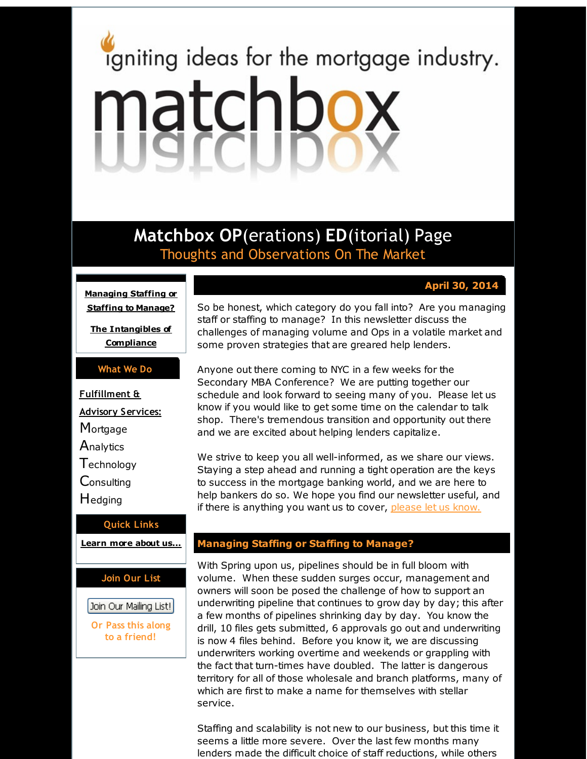igniting ideas for the mortgage industry.

# matchbox

## Matchbox OP(erations) ED(itorial) Page

Thoughts and Observations On The Market

**Managing Staffing or Staffing to Manage?**

**The Intangibles of Compliance**

**What We Do**

**Fulfillment & Advisory Services:**

Mortgage
Analytics
Technology
Consulting
Hedging

**Quick Links**

**Learn more about us...**

**Join Our List**

Join Our Mailing List!

Or Pass this along to a friend!

**April 30, 2014**

So be honest, which category do you fall into? Are you managing staff or staffing to manage? In this newsletter discuss the challenges of managing volume and Ops in a volatile market and some proven strategies that are greared help lenders.

Anyone out there coming to NYC in a few weeks for the Secondary MBA Conference? We are putting together our schedule and look forward to seeing many of you. Please let us know if you would like to get some time on the calendar to talk shop. There's tremendous transition and opportunity out there and we are excited about helping lenders capitalize.

We strive to keep you all well-informed, as we share our views. Staying a step ahead and running a tight operation are the keys to success in the mortgage banking world, and we are here to help bankers do so. We hope you find our newsletter useful, and if there is anything you want us to cover, please let us know.

## Managing Staffing or Staffing to Manage?

With Spring upon us, pipelines should be in full bloom with volume. When these sudden surges occur, management and owners will soon be posed the challenge of how to support an underwriting pipeline that continues to grow day by day; this after a few months of pipelines shrinking day by day. You know the drill, 10 files gets submitted, 6 approvals go out and underwriting is now 4 files behind. Before you know it, we are discussing underwriters working overtime and weekends or grappling with the fact that turn-times have doubled. The latter is dangerous territory for all of those wholesale and branch platforms, many of which are first to make a name for themselves with stellar service.

Staffing and scalability is not new to our business, but this time it seems a little more severe. Over the last few months many lenders made the difficult choice of staff reductions, while others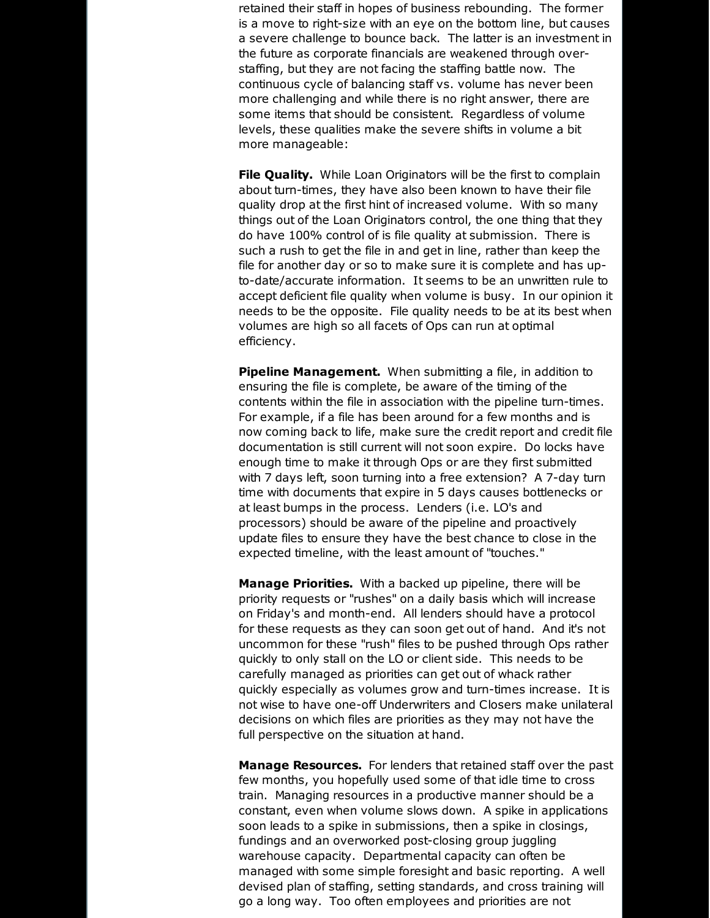retained their staff in hopes of business rebounding. The former is a move to right-size with an eye on the bottom line, but causes a severe challenge to bounce back. The latter is an investment in the future as corporate financials are weakened through over-staffing, but they are not facing the staffing battle now. The continuous cycle of balancing staff vs. volume has never been more challenging and while there is no right answer, there are some items that should be consistent. Regardless of volume levels, these qualities make the severe shifts in volume a bit more manageable:

**File Quality.** While Loan Originators will be the first to complain about turn-times, they have also been known to have their file quality drop at the first hint of increased volume. With so many things out of the Loan Originators control, the one thing that they do have 100% control of is file quality at submission. There is such a rush to get the file in and get in line, rather than keep the file for another day or so to make sure it is complete and has up-to-date/accurate information. It seems to be an unwritten rule to accept deficient file quality when volume is busy. In our opinion it needs to be the opposite. File quality needs to be at its best when volumes are high so all facets of Ops can run at optimal efficiency.

**Pipeline Management.** When submitting a file, in addition to ensuring the file is complete, be aware of the timing of the contents within the file in association with the pipeline turn-times. For example, if a file has been around for a few months and is now coming back to life, make sure the credit report and credit file documentation is still current will not soon expire. Do locks have enough time to make it through Ops or are they first submitted with 7 days left, soon turning into a free extension? A 7-day turn time with documents that expire in 5 days causes bottlenecks or at least bumps in the process. Lenders (i.e. LO's and processors) should be aware of the pipeline and proactively update files to ensure they have the best chance to close in the expected timeline, with the least amount of "touches."

**Manage Priorities.** With a backed up pipeline, there will be priority requests or "rushes" on a daily basis which will increase on Friday's and month-end. All lenders should have a protocol for these requests as they can soon get out of hand. And it's not uncommon for these "rush" files to be pushed through Ops rather quickly to only stall on the LO or client side. This needs to be carefully managed as priorities can get out of whack rather quickly especially as volumes grow and turn-times increase. It is not wise to have one-off Underwriters and Closers make unilateral decisions on which files are priorities as they may not have the full perspective on the situation at hand.

**Manage Resources.** For lenders that retained staff over the past few months, you hopefully used some of that idle time to cross train. Managing resources in a productive manner should be a constant, even when volume slows down. A spike in applications soon leads to a spike in submissions, then a spike in closings, fundings and an overworked post-closing group juggling warehouse capacity. Departmental capacity can often be managed with some simple foresight and basic reporting. A well devised plan of staffing, setting standards, and cross training will go a long way. Too often employees and priorities are not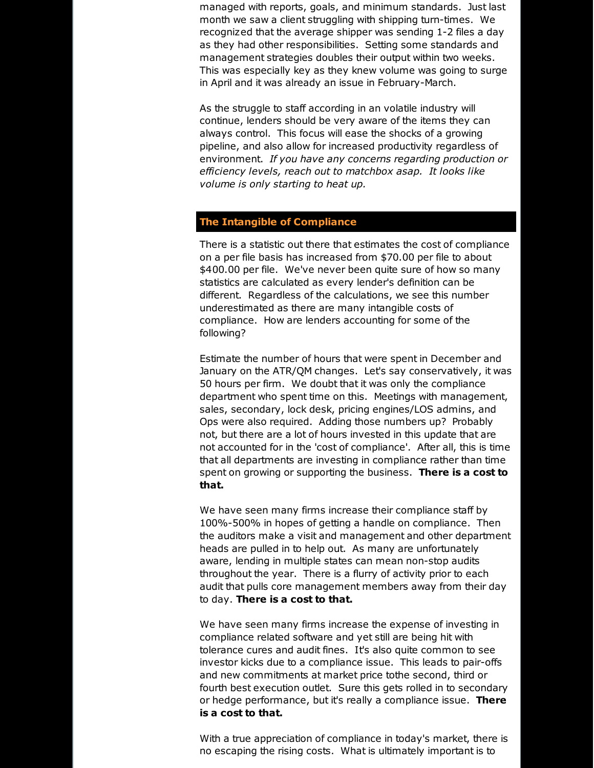managed with reports, goals, and minimum standards. Just last month we saw a client struggling with shipping turn-times. We recognized that the average shipper was sending 1-2 files a day as they had other responsibilities. Setting some standards and management strategies doubles their output within two weeks. This was especially key as they knew volume was going to surge in April and it was already an issue in February-March.

As the struggle to staff according in an volatile industry will continue, lenders should be very aware of the items they can always control. This focus will ease the shocks of a growing pipeline, and also allow for increased productivity regardless of environment. *If you have any concerns regarding production or efficiency levels, reach out to matchbox asap. It looks like volume is only starting to heat up.*

## The Intangible of Compliance

There is a statistic out there that estimates the cost of compliance on a per file basis has increased from $70.00 per file to about $400.00 per file. We've never been quite sure of how so many statistics are calculated as every lender's definition can be different. Regardless of the calculations, we see this number underestimated as there are many intangible costs of compliance. How are lenders accounting for some of the following?

Estimate the number of hours that were spent in December and January on the ATR/QM changes. Let's say conservatively, it was 50 hours per firm. We doubt that it was only the compliance department who spent time on this. Meetings with management, sales, secondary, lock desk, pricing engines/LOS admins, and Ops were also required. Adding those numbers up? Probably not, but there are a lot of hours invested in this update that are not accounted for in the 'cost of compliance'. After all, this is time that all departments are investing in compliance rather than time spent on growing or supporting the business. **There is a cost to that.**

We have seen many firms increase their compliance staff by 100%-500% in hopes of getting a handle on compliance. Then the auditors make a visit and management and other department heads are pulled in to help out. As many are unfortunately aware, lending in multiple states can mean non-stop audits throughout the year. There is a flurry of activity prior to each audit that pulls core management members away from their day to day. **There is a cost to that.**

We have seen many firms increase the expense of investing in compliance related software and yet still are being hit with tolerance cures and audit fines. It's also quite common to see investor kicks due to a compliance issue. This leads to pair-offs and new commitments at market price tothe second, third or fourth best execution outlet. Sure this gets rolled in to secondary or hedge performance, but it's really a compliance issue. **There is a cost to that.**

With a true appreciation of compliance in today's market, there is no escaping the rising costs. What is ultimately important is to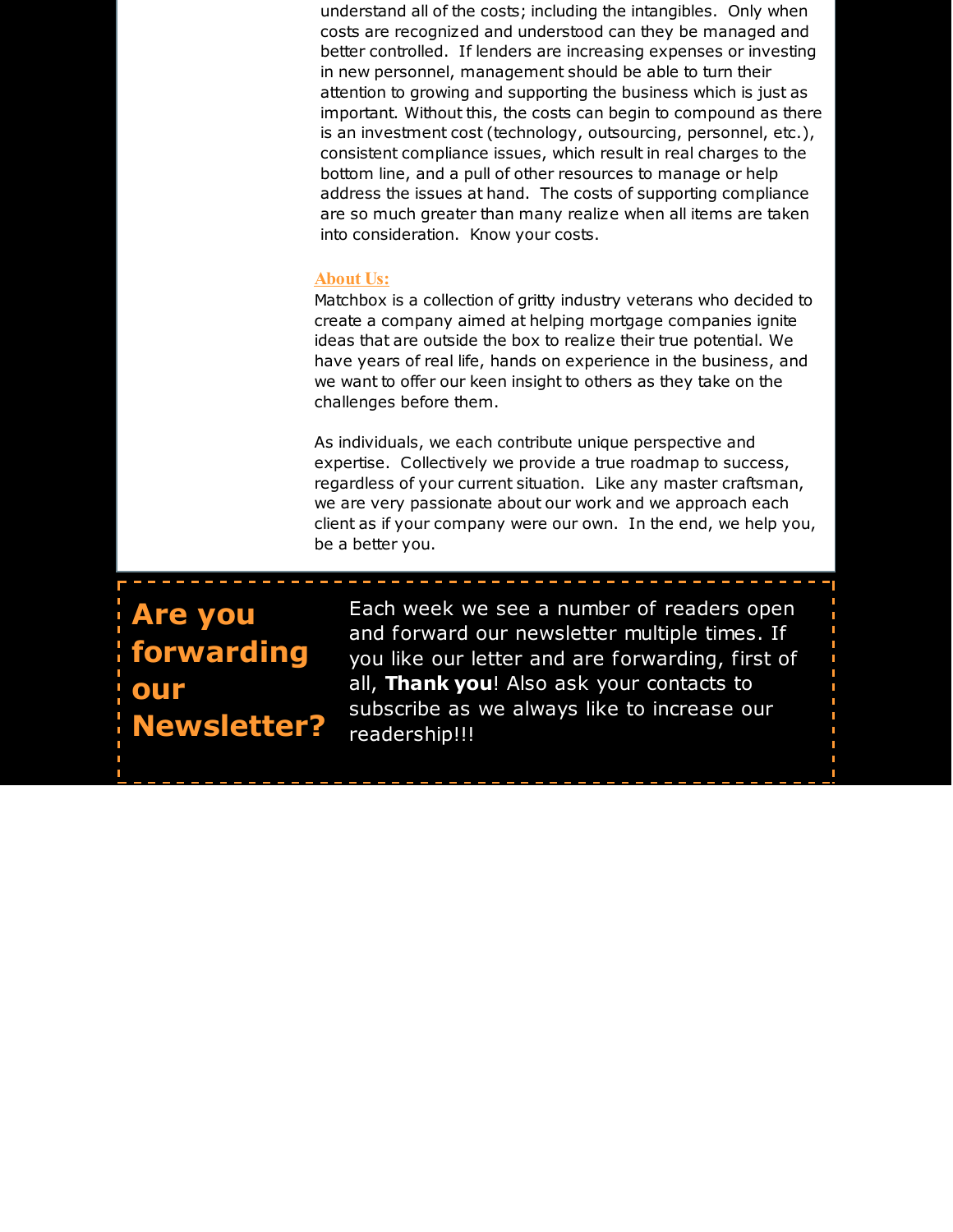understand all of the costs; including the intangibles. Only when costs are recognized and understood can they be managed and better controlled. If lenders are increasing expenses or investing in new personnel, management should be able to turn their attention to growing and supporting the business which is just as important. Without this, the costs can begin to compound as there is an investment cost (technology, outsourcing, personnel, etc.), consistent compliance issues, which result in real charges to the bottom line, and a pull of other resources to manage or help address the issues at hand. The costs of supporting compliance are so much greater than many realize when all items are taken into consideration. Know your costs.

## About Us:

Matchbox is a collection of gritty industry veterans who decided to create a company aimed at helping mortgage companies ignite ideas that are outside the box to realize their true potential. We have years of real life, hands on experience in the business, and we want to offer our keen insight to others as they take on the challenges before them.

As individuals, we each contribute unique perspective and expertise. Collectively we provide a true roadmap to success, regardless of your current situation. Like any master craftsman, we are very passionate about our work and we approach each client as if your company were our own. In the end, we help you, be a better you.

## Are you forwarding our Newsletter?

Each week we see a number of readers open and forward our newsletter multiple times. If you like our letter and are forwarding, first of all, **Thank you**! Also ask your contacts to subscribe as we always like to increase our readership!!!